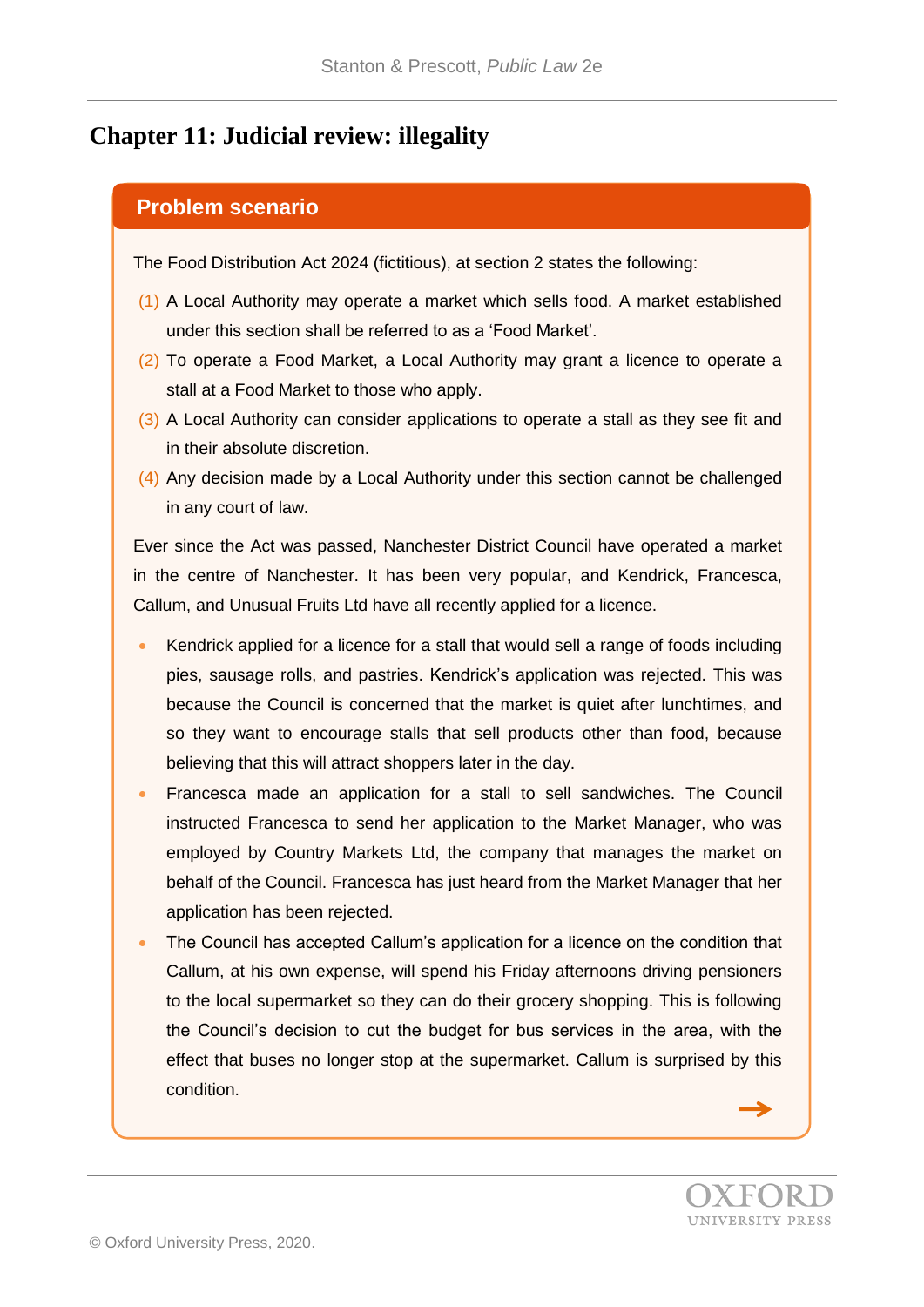# Chapter 11: Judicial review: illegality

## Problem scenario

The Food Distribution Act 2024 (fictitious), at section 2 states the following:

(1) A Local Authority may operate a market which sells food. A market established under this section shall be referred to as a 'Food Market'.

(2) To operate a Food Market, a Local Authority may grant a licence to operate a stall at a Food Market to those who apply.

(3) A Local Authority can consider applications to operate a stall as they see fit and in their absolute discretion.

(4) Any decision made by a Local Authority under this section cannot be challenged in any court of law.

Ever since the Act was passed, Nanchester District Council have operated a market in the centre of Nanchester. It has been very popular, and Kendrick, Francesca, Callum, and Unusual Fruits Ltd have all recently applied for a licence.

- Kendrick applied for a licence for a stall that would sell a range of foods including pies, sausage rolls, and pastries. Kendrick's application was rejected. This was because the Council is concerned that the market is quiet after lunchtimes, and so they want to encourage stalls that sell products other than food, because believing that this will attract shoppers later in the day.
- Francesca made an application for a stall to sell sandwiches. The Council instructed Francesca to send her application to the Market Manager, who was employed by Country Markets Ltd, the company that manages the market on behalf of the Council. Francesca has just heard from the Market Manager that her application has been rejected.
- The Council has accepted Callum's application for a licence on the condition that Callum, at his own expense, will spend his Friday afternoons driving pensioners to the local supermarket so they can do their grocery shopping. This is following the Council's decision to cut the budget for bus services in the area, with the effect that buses no longer stop at the supermarket. Callum is surprised by this condition.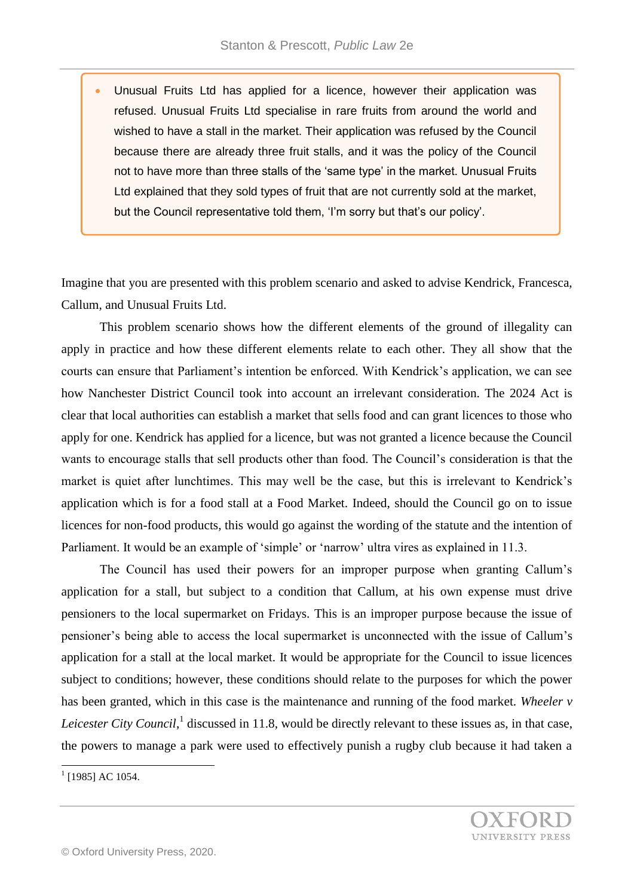- Unusual Fruits Ltd has applied for a licence, however their application was refused. Unusual Fruits Ltd specialise in rare fruits from around the world and wished to have a stall in the market. Their application was refused by the Council because there are already three fruit stalls, and it was the policy of the Council not to have more than three stalls of the 'same type' in the market. Unusual Fruits Ltd explained that they sold types of fruit that are not currently sold at the market, but the Council representative told them, 'I'm sorry but that's our policy'.

Imagine that you are presented with this problem scenario and asked to advise Kendrick, Francesca, Callum, and Unusual Fruits Ltd.

This problem scenario shows how the different elements of the ground of illegality can apply in practice and how these different elements relate to each other. They all show that the courts can ensure that Parliament's intention be enforced. With Kendrick's application, we can see how Nanchester District Council took into account an irrelevant consideration. The 2024 Act is clear that local authorities can establish a market that sells food and can grant licences to those who apply for one. Kendrick has applied for a licence, but was not granted a licence because the Council wants to encourage stalls that sell products other than food. The Council's consideration is that the market is quiet after lunchtimes. This may well be the case, but this is irrelevant to Kendrick's application which is for a food stall at a Food Market. Indeed, should the Council go on to issue licences for non-food products, this would go against the wording of the statute and the intention of Parliament. It would be an example of 'simple' or 'narrow' ultra vires as explained in 11.3.

The Council has used their powers for an improper purpose when granting Callum's application for a stall, but subject to a condition that Callum, at his own expense must drive pensioners to the local supermarket on Fridays. This is an improper purpose because the issue of pensioner's being able to access the local supermarket is unconnected with the issue of Callum's application for a stall at the local market. It would be appropriate for the Council to issue licences subject to conditions; however, these conditions should relate to the purposes for which the power has been granted, which in this case is the maintenance and running of the food market. *Wheeler v Leicester City Council*,[1] discussed in 11.8, would be directly relevant to these issues as, in that case, the powers to manage a park were used to effectively punish a rugby club because it had taken a

[1] [1985] AC 1054.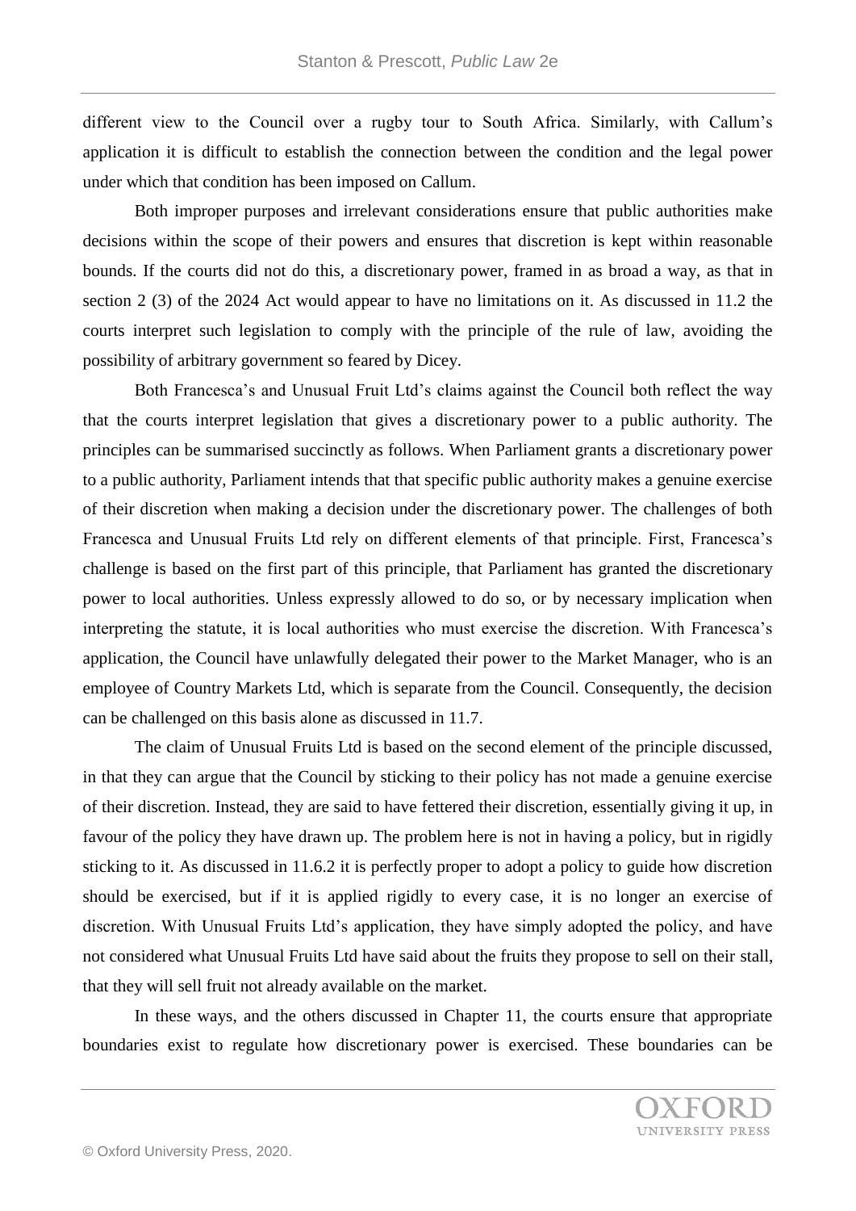different view to the Council over a rugby tour to South Africa. Similarly, with Callum's application it is difficult to establish the connection between the condition and the legal power under which that condition has been imposed on Callum.

Both improper purposes and irrelevant considerations ensure that public authorities make decisions within the scope of their powers and ensures that discretion is kept within reasonable bounds. If the courts did not do this, a discretionary power, framed in as broad a way, as that in section 2 (3) of the 2024 Act would appear to have no limitations on it. As discussed in 11.2 the courts interpret such legislation to comply with the principle of the rule of law, avoiding the possibility of arbitrary government so feared by Dicey.

Both Francesca's and Unusual Fruit Ltd's claims against the Council both reflect the way that the courts interpret legislation that gives a discretionary power to a public authority. The principles can be summarised succinctly as follows. When Parliament grants a discretionary power to a public authority, Parliament intends that that specific public authority makes a genuine exercise of their discretion when making a decision under the discretionary power. The challenges of both Francesca and Unusual Fruits Ltd rely on different elements of that principle. First, Francesca's challenge is based on the first part of this principle, that Parliament has granted the discretionary power to local authorities. Unless expressly allowed to do so, or by necessary implication when interpreting the statute, it is local authorities who must exercise the discretion. With Francesca's application, the Council have unlawfully delegated their power to the Market Manager, who is an employee of Country Markets Ltd, which is separate from the Council. Consequently, the decision can be challenged on this basis alone as discussed in 11.7.

The claim of Unusual Fruits Ltd is based on the second element of the principle discussed, in that they can argue that the Council by sticking to their policy has not made a genuine exercise of their discretion. Instead, they are said to have fettered their discretion, essentially giving it up, in favour of the policy they have drawn up. The problem here is not in having a policy, but in rigidly sticking to it. As discussed in 11.6.2 it is perfectly proper to adopt a policy to guide how discretion should be exercised, but if it is applied rigidly to every case, it is no longer an exercise of discretion. With Unusual Fruits Ltd's application, they have simply adopted the policy, and have not considered what Unusual Fruits Ltd have said about the fruits they propose to sell on their stall, that they will sell fruit not already available on the market.

In these ways, and the others discussed in Chapter 11, the courts ensure that appropriate boundaries exist to regulate how discretionary power is exercised. These boundaries can be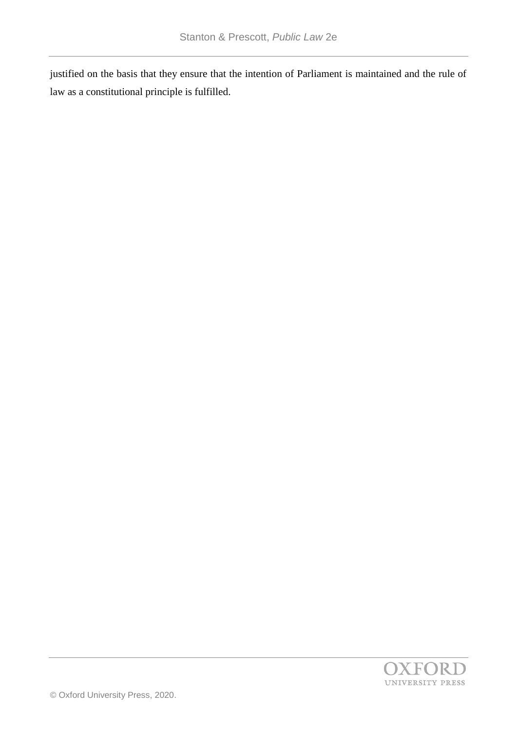justified on the basis that they ensure that the intention of Parliament is maintained and the rule of law as a constitutional principle is fulfilled.